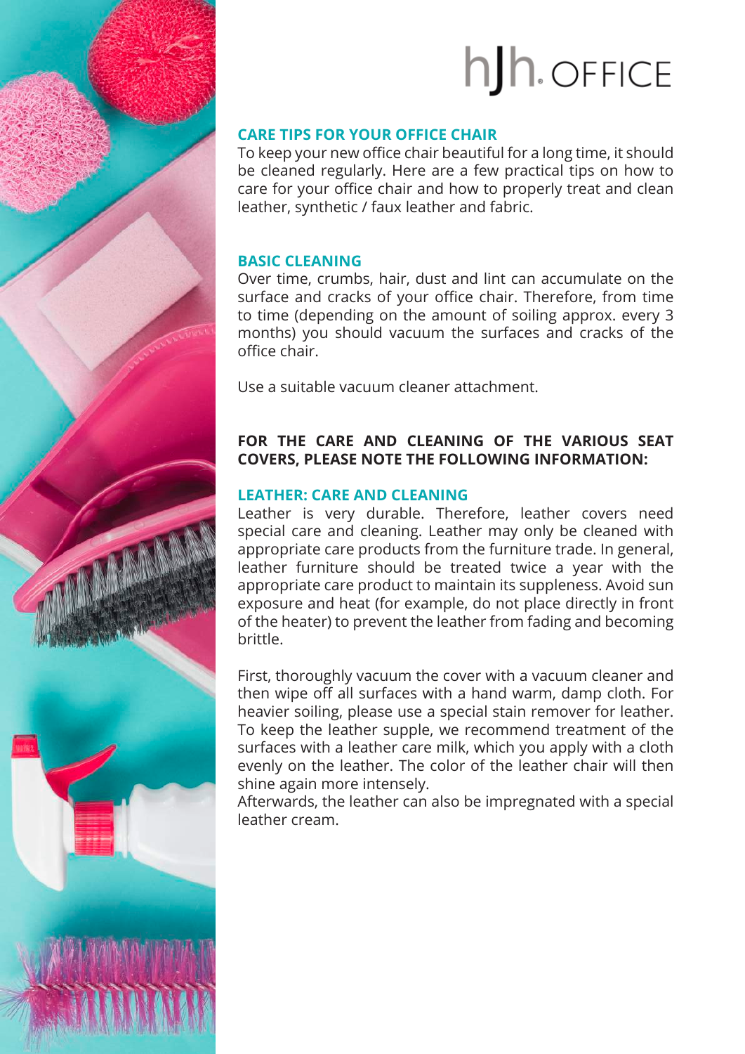hJh. OFFICE

## CARE TIPS FOR YOUR OFFICE CHAIR

To keep your new office chair beautiful for a long time, it should be cleaned regularly. Here are a few practical tips on how to care for your office chair and how to properly treat and clean leather, synthetic / faux leather and fabric.

## BASIC CLEANING

Over time, crumbs, hair, dust and lint can accumulate on the surface and cracks of your office chair. Therefore, from time to time (depending on the amount of soiling approx. every 3 months) you should vacuum the surfaces and cracks of the office chair.

Use a suitable vacuum cleaner attachment.

**FOR THE CARE AND CLEANING OF THE VARIOUS SEAT COVERS, PLEASE NOTE THE FOLLOWING INFORMATION:**

## LEATHER: CARE AND CLEANING

Leather is very durable. Therefore, leather covers need special care and cleaning. Leather may only be cleaned with appropriate care products from the furniture trade. In general, leather furniture should be treated twice a year with the appropriate care product to maintain its suppleness. Avoid sun exposure and heat (for example, do not place directly in front of the heater) to prevent the leather from fading and becoming brittle.

First, thoroughly vacuum the cover with a vacuum cleaner and then wipe off all surfaces with a hand warm, damp cloth. For heavier soiling, please use a special stain remover for leather. To keep the leather supple, we recommend treatment of the surfaces with a leather care milk, which you apply with a cloth evenly on the leather. The color of the leather chair will then shine again more intensely.
Afterwards, the leather can also be impregnated with a special leather cream.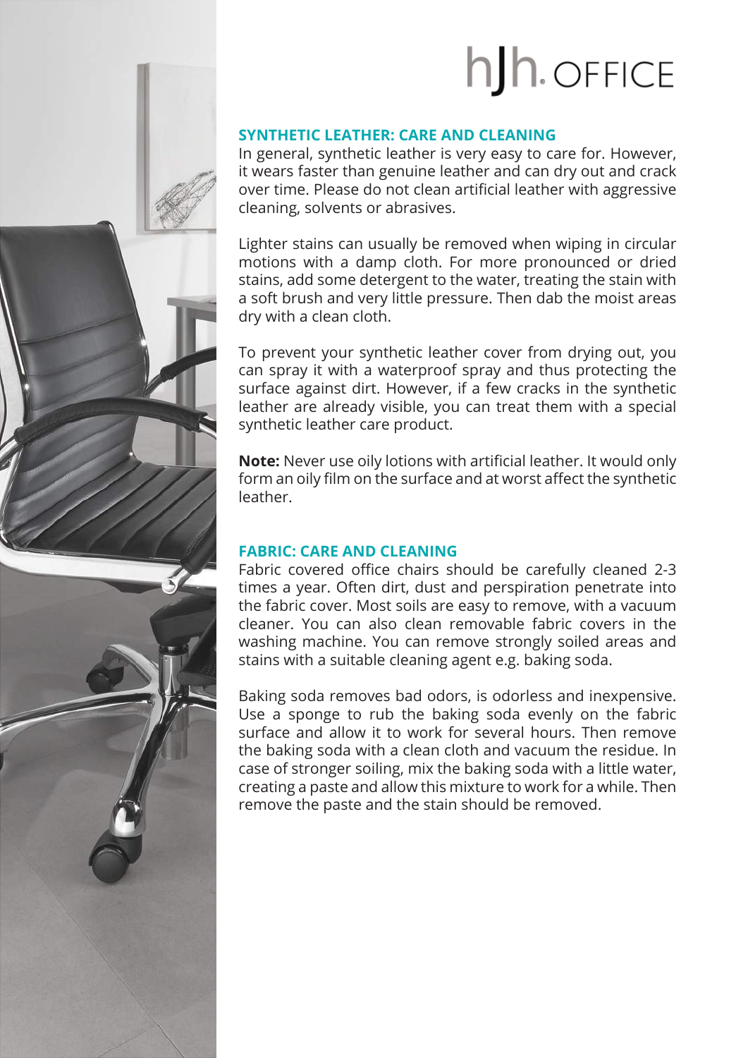hJh. OFFICE

## SYNTHETIC LEATHER: CARE AND CLEANING

In general, synthetic leather is very easy to care for. However, it wears faster than genuine leather and can dry out and crack over time. Please do not clean artificial leather with aggressive cleaning, solvents or abrasives.

Lighter stains can usually be removed when wiping in circular motions with a damp cloth. For more pronounced or dried stains, add some detergent to the water, treating the stain with a soft brush and very little pressure. Then dab the moist areas dry with a clean cloth.

To prevent your synthetic leather cover from drying out, you can spray it with a waterproof spray and thus protecting the surface against dirt. However, if a few cracks in the synthetic leather are already visible, you can treat them with a special synthetic leather care product.

**Note:** Never use oily lotions with artificial leather. It would only form an oily film on the surface and at worst affect the synthetic leather.

## FABRIC: CARE AND CLEANING

Fabric covered office chairs should be carefully cleaned 2-3 times a year. Often dirt, dust and perspiration penetrate into the fabric cover. Most soils are easy to remove, with a vacuum cleaner. You can also clean removable fabric covers in the washing machine. You can remove strongly soiled areas and stains with a suitable cleaning agent e.g. baking soda.

Baking soda removes bad odors, is odorless and inexpensive. Use a sponge to rub the baking soda evenly on the fabric surface and allow it to work for several hours. Then remove the baking soda with a clean cloth and vacuum the residue. In case of stronger soiling, mix the baking soda with a little water, creating a paste and allow this mixture to work for a while. Then remove the paste and the stain should be removed.